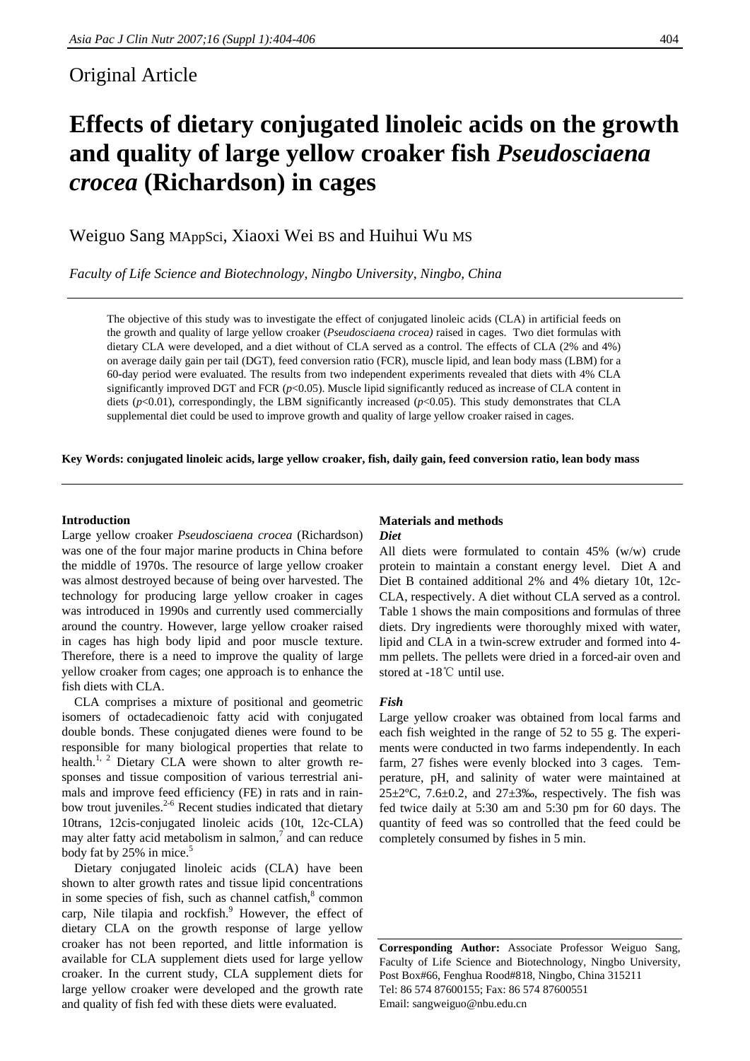Original Article

# Effects of dietary conjugated linoleic acids on the growth and quality of large yellow croaker fish *Pseudosciaena crocea* (Richardson) in cages

Weiguo Sang MAppSci, Xiaoxi Wei BS and Huihui Wu MS

*Faculty of Life Science and Biotechnology, Ningbo University, Ningbo, China*

The objective of this study was to investigate the effect of conjugated linoleic acids (CLA) in artificial feeds on the growth and quality of large yellow croaker (*Pseudosciaena crocea)* raised in cages. Two diet formulas with dietary CLA were developed, and a diet without of CLA served as a control. The effects of CLA (2% and 4%) on average daily gain per tail (DGT), feed conversion ratio (FCR), muscle lipid, and lean body mass (LBM) for a 60-day period were evaluated. The results from two independent experiments revealed that diets with 4% CLA significantly improved DGT and FCR ($p$<0.05). Muscle lipid significantly reduced as increase of CLA content in diets ($p$<0.01), correspondingly, the LBM significantly increased ($p$<0.05). This study demonstrates that CLA supplemental diet could be used to improve growth and quality of large yellow croaker raised in cages.

**Key Words: conjugated linoleic acids, large yellow croaker, fish, daily gain, feed conversion ratio, lean body mass**

## Introduction

Large yellow croaker *Pseudosciaena crocea* (Richardson) was one of the four major marine products in China before the middle of 1970s. The resource of large yellow croaker was almost destroyed because of being over harvested. The technology for producing large yellow croaker in cages was introduced in 1990s and currently used commercially around the country. However, large yellow croaker raised in cages has high body lipid and poor muscle texture. Therefore, there is a need to improve the quality of large yellow croaker from cages; one approach is to enhance the fish diets with CLA.

CLA comprises a mixture of positional and geometric isomers of octadecadienoic fatty acid with conjugated double bonds. These conjugated dienes were found to be responsible for many biological properties that relate to health.[1, 2] Dietary CLA were shown to alter growth responses and tissue composition of various terrestrial animals and improve feed efficiency (FE) in rats and in rainbow trout juveniles.[2-6] Recent studies indicated that dietary 10trans, 12cis-conjugated linoleic acids (10t, 12c-CLA) may alter fatty acid metabolism in salmon,[7] and can reduce body fat by 25% in mice.[5]

Dietary conjugated linoleic acids (CLA) have been shown to alter growth rates and tissue lipid concentrations in some species of fish, such as channel catfish,[8] common carp, Nile tilapia and rockfish.[9] However, the effect of dietary CLA on the growth response of large yellow croaker has not been reported, and little information is available for CLA supplement diets used for large yellow croaker. In the current study, CLA supplement diets for large yellow croaker were developed and the growth rate and quality of fish fed with these diets were evaluated.

## Materials and methods

### *Diet*

All diets were formulated to contain 45% (w/w) crude protein to maintain a constant energy level. Diet A and Diet B contained additional 2% and 4% dietary 10t, 12c-CLA, respectively. A diet without CLA served as a control. Table 1 shows the main compositions and formulas of three diets. Dry ingredients were thoroughly mixed with water, lipid and CLA in a twin-screw extruder and formed into 4-mm pellets. The pellets were dried in a forced-air oven and stored at -18℃ until use.

### *Fish*

Large yellow croaker was obtained from local farms and each fish weighted in the range of 52 to 55 g. The experiments were conducted in two farms independently. In each farm, 27 fishes were evenly blocked into 3 cages. Temperature, pH, and salinity of water were maintained at 25±2ºC, 7.6±0.2, and 27±3‰, respectively. The fish was fed twice daily at 5:30 am and 5:30 pm for 60 days. The quantity of feed was so controlled that the feed could be completely consumed by fishes in 5 min.

**Corresponding Author:** Associate Professor Weiguo Sang, Faculty of Life Science and Biotechnology, Ningbo University, Post Box#66, Fenghua Rood#818, Ningbo, China 315211
Tel: 86 574 87600155; Fax: 86 574 87600551
Email: sangweiguo@nbu.edu.cn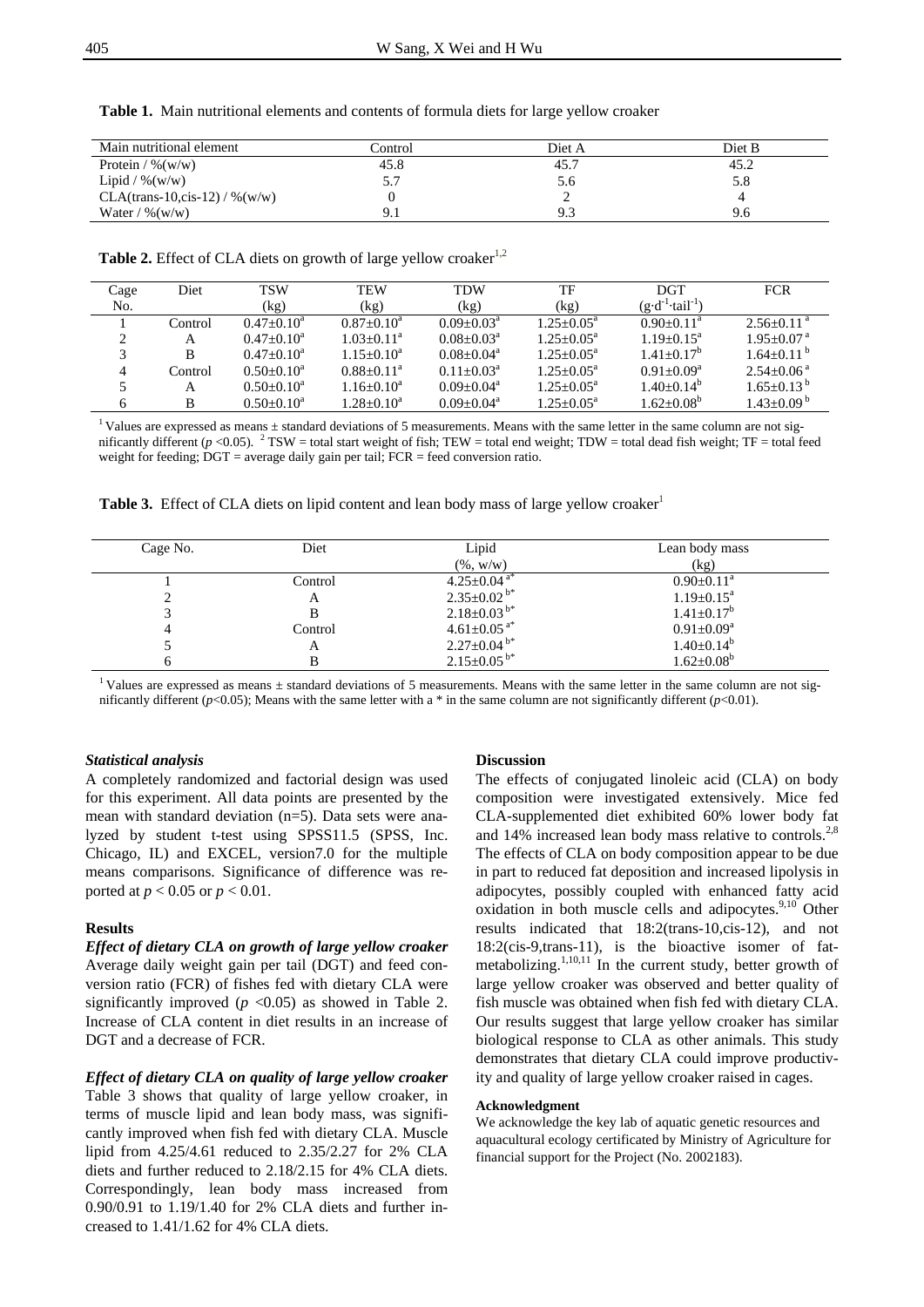**Table 1.** Main nutritional elements and contents of formula diets for large yellow croaker

| Main nutritional element | Control | Diet A | Diet B |
|---|---|---|---|
| Protein / %(w/w) | 45.8 | 45.7 | 45.2 |
| Lipid / %(w/w) | 5.7 | 5.6 | 5.8 |
| CLA(trans-10,cis-12) / %(w/w) | 0 | 2 | 4 |
| Water / %(w/w) | 9.1 | 9.3 | 9.6 |

**Table 2.** Effect of CLA diets on growth of large yellow croaker[1,2]

| Cage No. | Diet | TSW (kg) | TEW (kg) | TDW (kg) | TF (kg) | DGT ($g \cdot d^{-1} \cdot tail^{-1}$) | FCR |
|---|---|---|---|---|---|---|---|
| 1 | Control | $0.47{\pm}0.10^{a}$ | $0.87{\pm}0.10^{a}$ | $0.09{\pm}0.03^{a}$ | $1.25{\pm}0.05^{a}$ | $0.90{\pm}0.11^{a}$ | $2.56{\pm}0.11^{a}$ |
| 2 | A | $0.47{\pm}0.10^{a}$ | $1.03{\pm}0.11^{a}$ | $0.08{\pm}0.03^{a}$ | $1.25{\pm}0.05^{a}$ | $1.19{\pm}0.15^{a}$ | $1.95{\pm}0.07^{a}$ |
| 3 | B | $0.47{\pm}0.10^{a}$ | $1.15{\pm}0.10^{a}$ | $0.08{\pm}0.04^{a}$ | $1.25{\pm}0.05^{a}$ | $1.41{\pm}0.17^{b}$ | $1.64{\pm}0.11^{b}$ |
| 4 | Control | $0.50{\pm}0.10^{a}$ | $0.88{\pm}0.11^{a}$ | $0.11{\pm}0.03^{a}$ | $1.25{\pm}0.05^{a}$ | $0.91{\pm}0.09^{a}$ | $2.54{\pm}0.06^{a}$ |
| 5 | A | $0.50{\pm}0.10^{a}$ | $1.16{\pm}0.10^{a}$ | $0.09{\pm}0.04^{a}$ | $1.25{\pm}0.05^{a}$ | $1.40{\pm}0.14^{b}$ | $1.65{\pm}0.13^{b}$ |
| 6 | B | $0.50{\pm}0.10^{a}$ | $1.28{\pm}0.10^{a}$ | $0.09{\pm}0.04^{a}$ | $1.25{\pm}0.05^{a}$ | $1.62{\pm}0.08^{b}$ | $1.43{\pm}0.09^{b}$ |

[1] Values are expressed as means ± standard deviations of 5 measurements. Means with the same letter in the same column are not significantly different ($p$ <0.05). [2] TSW = total start weight of fish; TEW = total end weight; TDW = total dead fish weight; TF = total feed weight for feeding; DGT = average daily gain per tail; FCR = feed conversion ratio.

**Table 3.** Effect of CLA diets on lipid content and lean body mass of large yellow croaker[1]

| Cage No. | Diet | Lipid (%, w/w) | Lean body mass (kg) |
|---|---|---|---|
| 1 | Control | $4.25{\pm}0.04^{a*}$ | $0.90{\pm}0.11^{a}$ |
| 2 | A | $2.35{\pm}0.02^{b*}$ | $1.19{\pm}0.15^{a}$ |
| 3 | B | $2.18{\pm}0.03^{b*}$ | $1.41{\pm}0.17^{b}$ |
| 4 | Control | $4.61{\pm}0.05^{a*}$ | $0.91{\pm}0.09^{a}$ |
| 5 | A | $2.27{\pm}0.04^{b*}$ | $1.40{\pm}0.14^{b}$ |
| 6 | B | $2.15{\pm}0.05^{b*}$ | $1.62{\pm}0.08^{b}$ |

[1] Values are expressed as means ± standard deviations of 5 measurements. Means with the same letter in the same column are not significantly different ($p$<0.05); Means with the same letter with a * in the same column are not significantly different ($p$<0.01).

### *Statistical analysis*

A completely randomized and factorial design was used for this experiment. All data points are presented by the mean with standard deviation (n=5). Data sets were analyzed by student t-test using SPSS11.5 (SPSS, Inc. Chicago, IL) and EXCEL, version7.0 for the multiple means comparisons. Significance of difference was reported at $p < 0.05$ or $p < 0.01$.

## Results

### *Effect of dietary CLA on growth of large yellow croaker*

Average daily weight gain per tail (DGT) and feed conversion ratio (FCR) of fishes fed with dietary CLA were significantly improved ($p$ <0.05) as showed in Table 2. Increase of CLA content in diet results in an increase of DGT and a decrease of FCR.

### *Effect of dietary CLA on quality of large yellow croaker*

Table 3 shows that quality of large yellow croaker, in terms of muscle lipid and lean body mass, was significantly improved when fish fed with dietary CLA. Muscle lipid from 4.25/4.61 reduced to 2.35/2.27 for 2% CLA diets and further reduced to 2.18/2.15 for 4% CLA diets. Correspondingly, lean body mass increased from 0.90/0.91 to 1.19/1.40 for 2% CLA diets and further increased to 1.41/1.62 for 4% CLA diets.

## Discussion

The effects of conjugated linoleic acid (CLA) on body composition were investigated extensively. Mice fed CLA-supplemented diet exhibited 60% lower body fat and 14% increased lean body mass relative to controls.[2,8] The effects of CLA on body composition appear to be due in part to reduced fat deposition and increased lipolysis in adipocytes, possibly coupled with enhanced fatty acid oxidation in both muscle cells and adipocytes.[9,10] Other results indicated that 18:2(trans-10,cis-12), and not 18:2(cis-9,trans-11), is the bioactive isomer of fat-metabolizing.[1,10,11] In the current study, better growth of large yellow croaker was observed and better quality of fish muscle was obtained when fish fed with dietary CLA. Our results suggest that large yellow croaker has similar biological response to CLA as other animals. This study demonstrates that dietary CLA could improve productivity and quality of large yellow croaker raised in cages.

#### Acknowledgment

We acknowledge the key lab of aquatic genetic resources and aquacultural ecology certificated by Ministry of Agriculture for financial support for the Project (No. 2002183).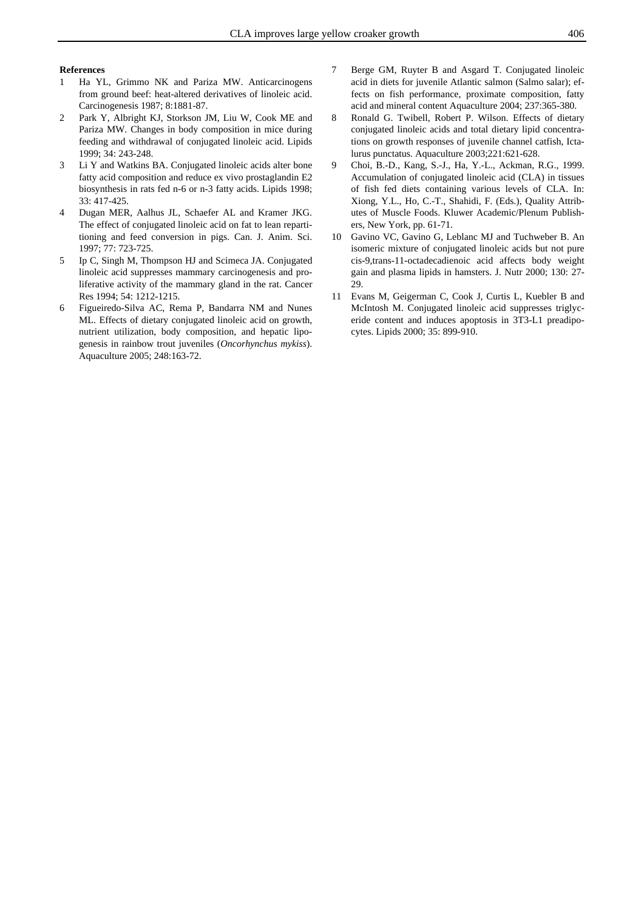**References**

1. Ha YL, Grimmo NK and Pariza MW. Anticarcinogens from ground beef: heat-altered derivatives of linoleic acid. Carcinogenesis 1987; 8:1881-87.
2. Park Y, Albright KJ, Storkson JM, Liu W, Cook ME and Pariza MW. Changes in body composition in mice during feeding and withdrawal of conjugated linoleic acid. Lipids 1999; 34: 243-248.
3. Li Y and Watkins BA. Conjugated linoleic acids alter bone fatty acid composition and reduce ex vivo prostaglandin E2 biosynthesis in rats fed n-6 or n-3 fatty acids. Lipids 1998; 33: 417-425.
4. Dugan MER, Aalhus JL, Schaefer AL and Kramer JKG. The effect of conjugated linoleic acid on fat to lean repartitioning and feed conversion in pigs. Can. J. Anim. Sci. 1997; 77: 723-725.
5. Ip C, Singh M, Thompson HJ and Scimeca JA. Conjugated linoleic acid suppresses mammary carcinogenesis and proliferative activity of the mammary gland in the rat. Cancer Res 1994; 54: 1212-1215.
6. Figueiredo-Silva AC, Rema P, Bandarra NM and Nunes ML. Effects of dietary conjugated linoleic acid on growth, nutrient utilization, body composition, and hepatic lipogenesis in rainbow trout juveniles (*Oncorhynchus mykiss*). Aquaculture 2005; 248:163-72.
7. Berge GM, Ruyter B and Asgard T. Conjugated linoleic acid in diets for juvenile Atlantic salmon (Salmo salar); effects on fish performance, proximate composition, fatty acid and mineral content Aquaculture 2004; 237:365-380.
8. Ronald G. Twibell, Robert P. Wilson. Effects of dietary conjugated linoleic acids and total dietary lipid concentrations on growth responses of juvenile channel catfish, Ictalurus punctatus. Aquaculture 2003;221:621-628.
9. Choi, B.-D., Kang, S.-J., Ha, Y.-L., Ackman, R.G., 1999. Accumulation of conjugated linoleic acid (CLA) in tissues of fish fed diets containing various levels of CLA. In: Xiong, Y.L., Ho, C.-T., Shahidi, F. (Eds.), Quality Attributes of Muscle Foods. Kluwer Academic/Plenum Publishers, New York, pp. 61-71.
10. Gavino VC, Gavino G, Leblanc MJ and Tuchweber B. An isomeric mixture of conjugated linoleic acids but not pure cis-9,trans-11-octadecadienoic acid affects body weight gain and plasma lipids in hamsters. J. Nutr 2000; 130: 27-29.
11. Evans M, Geigerman C, Cook J, Curtis L, Kuebler B and McIntosh M. Conjugated linoleic acid suppresses triglyceride content and induces apoptosis in 3T3-L1 preadipocytes. Lipids 2000; 35: 899-910.